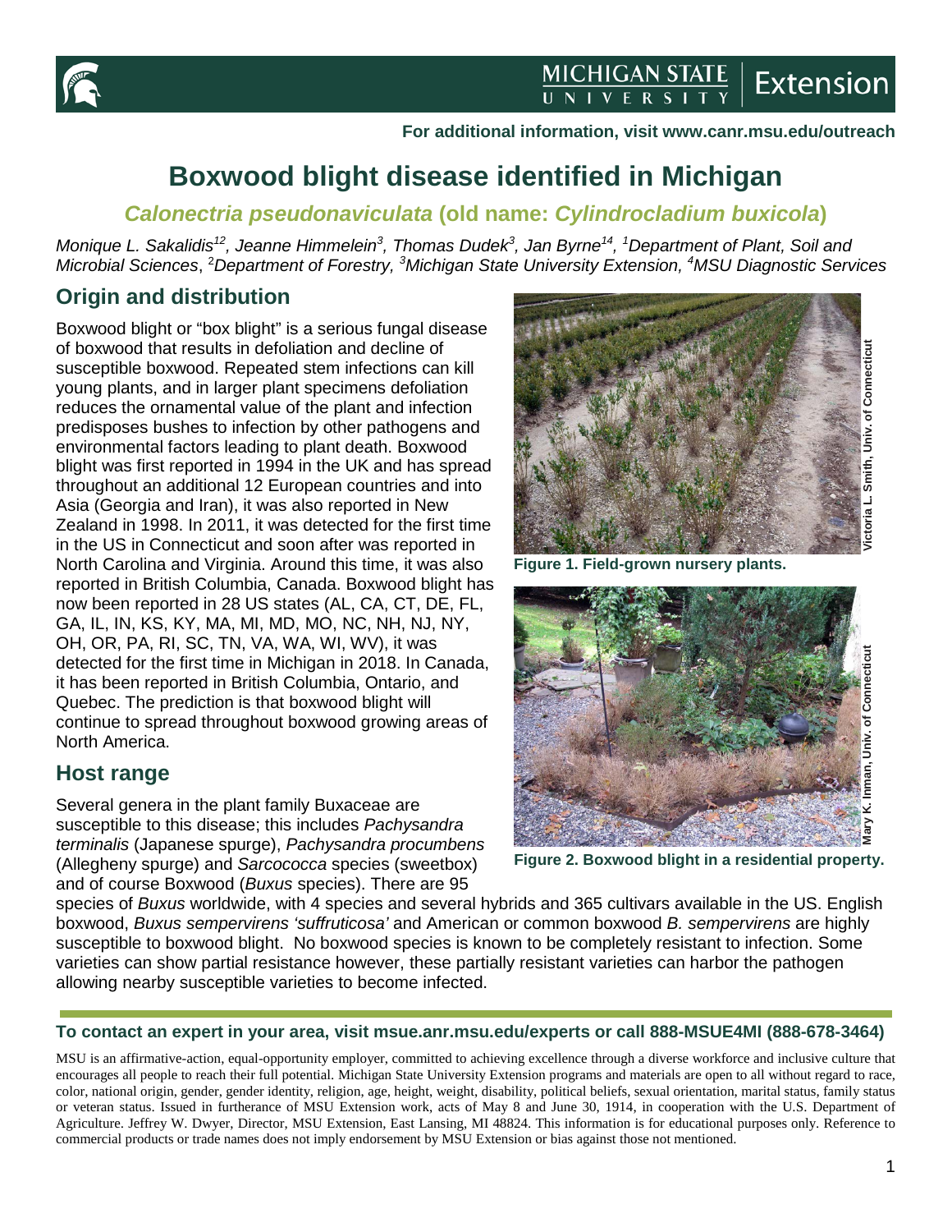For additional information, visit www.canr.msu.edu/outreach

# Boxwood blight disease identified in Michigan

## *Calonectria pseudonaviculata* (old name: *Cylindrocladium buxicola*)

*Monique L. Sakalidis[12], Jeanne Himmelein[3], Thomas Dudek[3], Jan Byrne[14], [1]Department of Plant, Soil and Microbial Sciences, [2]Department of Forestry, [3]Michigan State University Extension, [4]MSU Diagnostic Services*

## Origin and distribution

Boxwood blight or "box blight" is a serious fungal disease of boxwood that results in defoliation and decline of susceptible boxwood. Repeated stem infections can kill young plants, and in larger plant specimens defoliation reduces the ornamental value of the plant and infection predisposes bushes to infection by other pathogens and environmental factors leading to plant death. Boxwood blight was first reported in 1994 in the UK and has spread throughout an additional 12 European countries and into Asia (Georgia and Iran), it was also reported in New Zealand in 1998. In 2011, it was detected for the first time in the US in Connecticut and soon after was reported in North Carolina and Virginia. Around this time, it was also reported in British Columbia, Canada. Boxwood blight has now been reported in 28 US states (AL, CA, CT, DE, FL, GA, IL, IN, KS, KY, MA, MI, MD, MO, NC, NH, NJ, NY, OH, OR, PA, RI, SC, TN, VA, WA, WI, WV), it was detected for the first time in Michigan in 2018. In Canada, it has been reported in British Columbia, Ontario, and Quebec. The prediction is that boxwood blight will continue to spread throughout boxwood growing areas of North America.

Victoria L. Smith, Univ. of Connecticut

**Figure 1. Field-grown nursery plants.**

Mary K. Inman, Univ. of Connecticut

**Figure 2. Boxwood blight in a residential property.**

## Host range

Several genera in the plant family Buxaceae are susceptible to this disease; this includes *Pachysandra terminalis* (Japanese spurge), *Pachysandra procumbens* (Allegheny spurge) and *Sarcococca* species (sweetbox) and of course Boxwood (*Buxus* species). There are 95 species of *Buxus* worldwide, with 4 species and several hybrids and 365 cultivars available in the US. English boxwood, *Buxus sempervirens 'suffruticosa'* and American or common boxwood *B. sempervirens* are highly susceptible to boxwood blight. No boxwood species is known to be completely resistant to infection. Some varieties can show partial resistance however, these partially resistant varieties can harbor the pathogen allowing nearby susceptible varieties to become infected.

**To contact an expert in your area, visit msue.anr.msu.edu/experts or call 888-MSUE4MI (888-678-3464)**

MSU is an affirmative-action, equal-opportunity employer, committed to achieving excellence through a diverse workforce and inclusive culture that encourages all people to reach their full potential. Michigan State University Extension programs and materials are open to all without regard to race, color, national origin, gender, gender identity, religion, age, height, weight, disability, political beliefs, sexual orientation, marital status, family status or veteran status. Issued in furtherance of MSU Extension work, acts of May 8 and June 30, 1914, in cooperation with the U.S. Department of Agriculture. Jeffrey W. Dwyer, Director, MSU Extension, East Lansing, MI 48824. This information is for educational purposes only. Reference to commercial products or trade names does not imply endorsement by MSU Extension or bias against those not mentioned.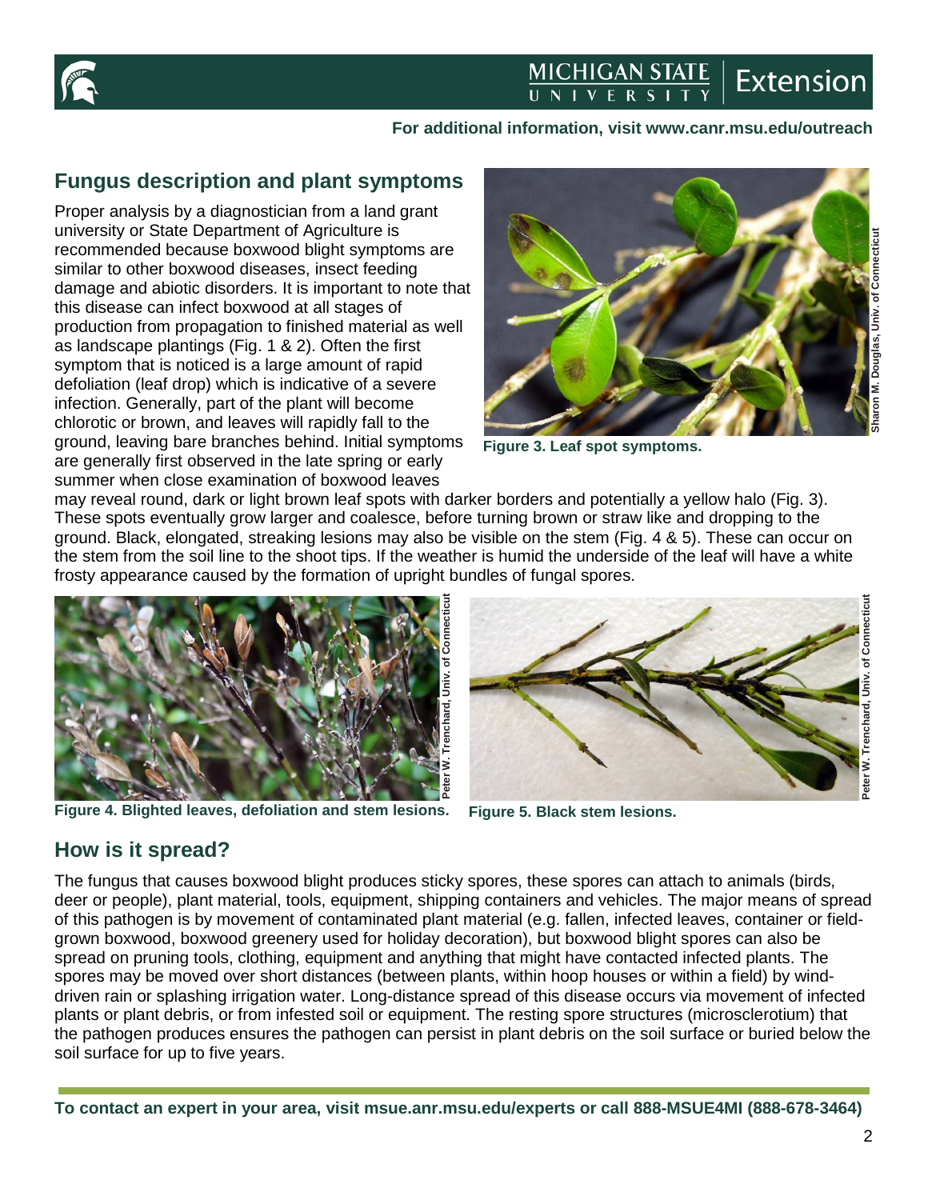## Fungus description and plant symptoms

Proper analysis by a diagnostician from a land grant university or State Department of Agriculture is recommended because boxwood blight symptoms are similar to other boxwood diseases, insect feeding damage and abiotic disorders. It is important to note that this disease can infect boxwood at all stages of production from propagation to finished material as well as landscape plantings (Fig. 1 & 2). Often the first symptom that is noticed is a large amount of rapid defoliation (leaf drop) which is indicative of a severe infection. Generally, part of the plant will become chlorotic or brown, and leaves will rapidly fall to the ground, leaving bare branches behind. Initial symptoms are generally first observed in the late spring or early summer when close examination of boxwood leaves may reveal round, dark or light brown leaf spots with darker borders and potentially a yellow halo (Fig. 3). These spots eventually grow larger and coalesce, before turning brown or straw like and dropping to the ground. Black, elongated, streaking lesions may also be visible on the stem (Fig. 4 & 5). These can occur on the stem from the soil line to the shoot tips. If the weather is humid the underside of the leaf will have a white frosty appearance caused by the formation of upright bundles of fungal spores.

Sharon M. Douglas, Univ. of Connecticut

**Figure 3. Leaf spot symptoms.**

Peter W. Trenchard, Univ. of Connecticut

**Figure 4. Blighted leaves, defoliation and stem lesions.**

Peter W. Trenchard, Univ. of Connecticut

**Figure 5. Black stem lesions.**

## How is it spread?

The fungus that causes boxwood blight produces sticky spores, these spores can attach to animals (birds, deer or people), plant material, tools, equipment, shipping containers and vehicles. The major means of spread of this pathogen is by movement of contaminated plant material (e.g. fallen, infected leaves, container or field-grown boxwood, boxwood greenery used for holiday decoration), but boxwood blight spores can also be spread on pruning tools, clothing, equipment and anything that might have contacted infected plants. The spores may be moved over short distances (between plants, within hoop houses or within a field) by wind-driven rain or splashing irrigation water. Long-distance spread of this disease occurs via movement of infected plants or plant debris, or from infested soil or equipment. The resting spore structures (microsclerotium) that the pathogen produces ensures the pathogen can persist in plant debris on the soil surface or buried below the soil surface for up to five years.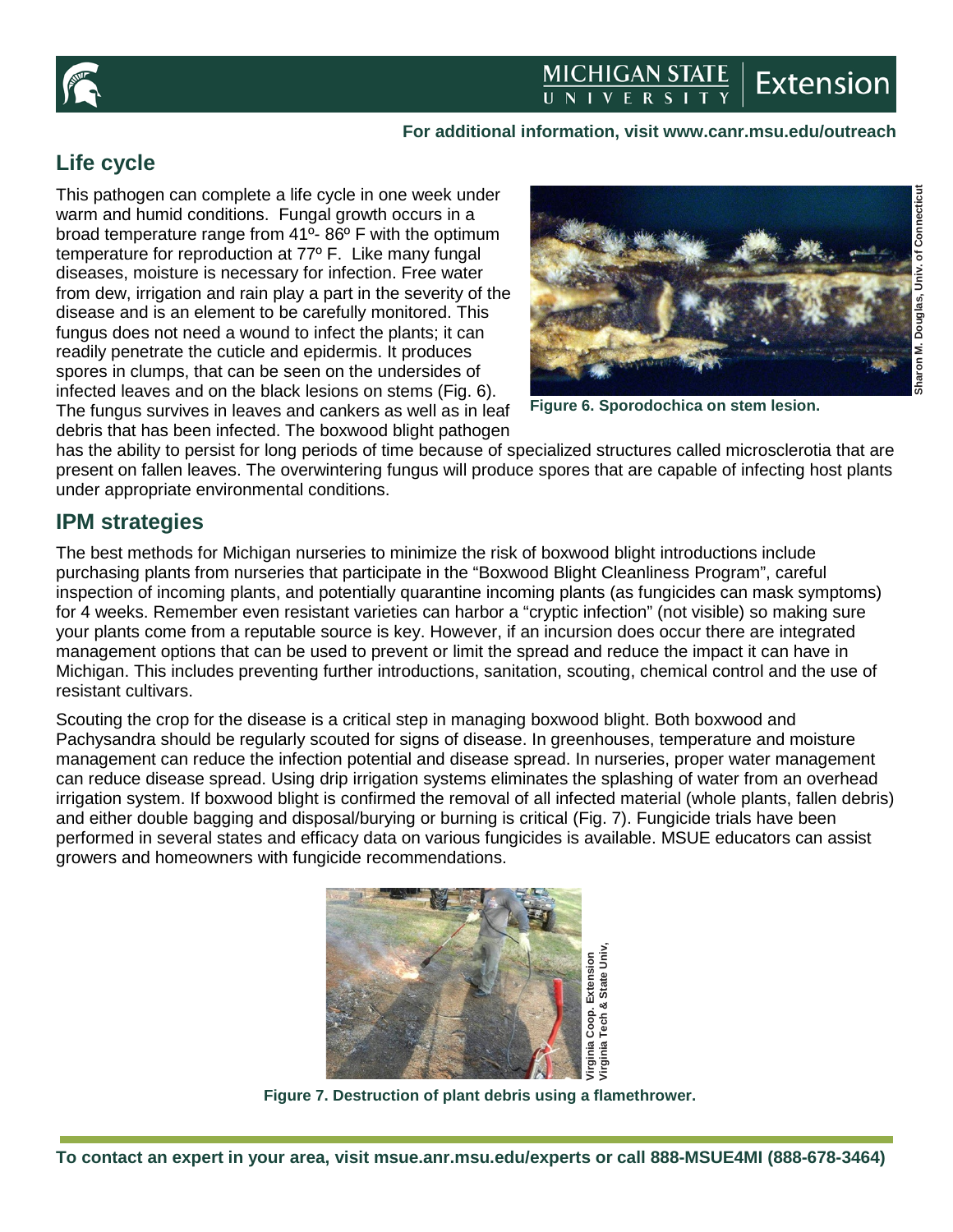## Life cycle

This pathogen can complete a life cycle in one week under warm and humid conditions. Fungal growth occurs in a broad temperature range from 41º- 86º F with the optimum temperature for reproduction at 77º F. Like many fungal diseases, moisture is necessary for infection. Free water from dew, irrigation and rain play a part in the severity of the disease and is an element to be carefully monitored. This fungus does not need a wound to infect the plants; it can readily penetrate the cuticle and epidermis. It produces spores in clumps, that can be seen on the undersides of infected leaves and on the black lesions on stems (Fig. 6). The fungus survives in leaves and cankers as well as in leaf debris that has been infected. The boxwood blight pathogen has the ability to persist for long periods of time because of specialized structures called microsclerotia that are present on fallen leaves. The overwintering fungus will produce spores that are capable of infecting host plants under appropriate environmental conditions.

Sharon M. Douglas, Univ. of Connecticut

**Figure 6. Sporodochica on stem lesion.**

## IPM strategies

The best methods for Michigan nurseries to minimize the risk of boxwood blight introductions include purchasing plants from nurseries that participate in the "Boxwood Blight Cleanliness Program", careful inspection of incoming plants, and potentially quarantine incoming plants (as fungicides can mask symptoms) for 4 weeks. Remember even resistant varieties can harbor a "cryptic infection" (not visible) so making sure your plants come from a reputable source is key. However, if an incursion does occur there are integrated management options that can be used to prevent or limit the spread and reduce the impact it can have in Michigan. This includes preventing further introductions, sanitation, scouting, chemical control and the use of resistant cultivars.

Scouting the crop for the disease is a critical step in managing boxwood blight. Both boxwood and Pachysandra should be regularly scouted for signs of disease. In greenhouses, temperature and moisture management can reduce the infection potential and disease spread. In nurseries, proper water management can reduce disease spread. Using drip irrigation systems eliminates the splashing of water from an overhead irrigation system. If boxwood blight is confirmed the removal of all infected material (whole plants, fallen debris) and either double bagging and disposal/burying or burning is critical (Fig. 7). Fungicide trials have been performed in several states and efficacy data on various fungicides is available. MSUE educators can assist growers and homeowners with fungicide recommendations.

Virginia Coop. Extension
Virginia Tech & State Univ,

**Figure 7. Destruction of plant debris using a flamethrower.**